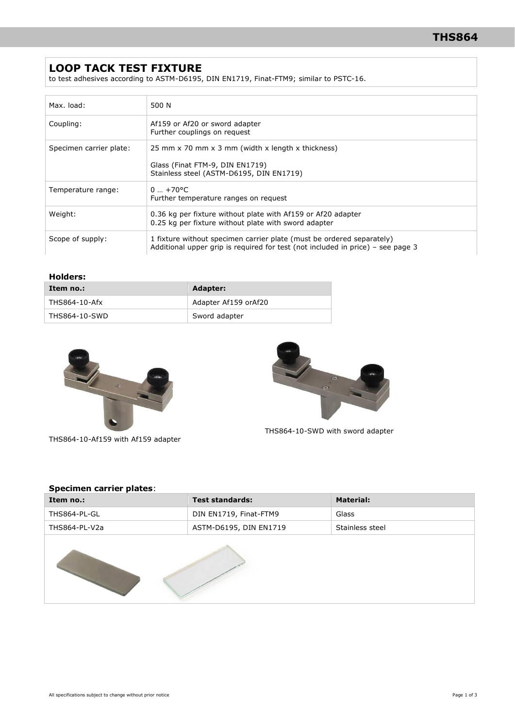# LOOP TACK TEST FIXTURE

to test adhesives according to ASTM-D6195, DIN EN1719, Finat-FTM9; similar to PSTC-16.

| | |
|---|---|
| Max. load: | 500 N |
| Coupling: | Af159 or Af20 or sword adapter<br>Further couplings on request |
| Specimen carrier plate: | 25 mm x 70 mm x 3 mm (width x length x thickness)<br><br>Glass (Finat FTM-9, DIN EN1719)<br>Stainless steel (ASTM-D6195, DIN EN1719) |
| Temperature range: | 0 … +70°C<br>Further temperature ranges on request |
| Weight: | 0.36 kg per fixture without plate with Af159 or Af20 adapter<br>0.25 kg per fixture without plate with sword adapter |
| Scope of supply: | 1 fixture without specimen carrier plate (must be ordered separately)<br>Additional upper grip is required for test (not included in price) – see page 3 |

### Holders:

| Item no.: | Adapter: |
|---|---|
| THS864-10-Afx | Adapter Af159 orAf20 |
| THS864-10-SWD | Sword adapter |

THS864-10-Af159 with Af159 adapter

THS864-10-SWD with sword adapter

### Specimen carrier plates:

| Item no.: | Test standards: | Material: |
|---|---|---|
| THS864-PL-GL | DIN EN1719, Finat-FTM9 | Glass |
| THS864-PL-V2a | ASTM-D6195, DIN EN1719 | Stainless steel |

All specifications subject to change without prior notice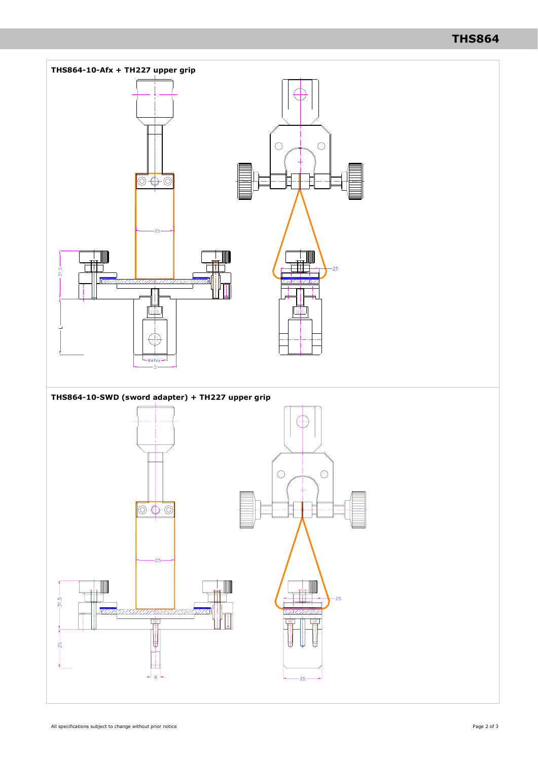## THS864-10-Afx + TH227 upper grip

25

31.5

L

ØAfxx

D

25

## THS864-10-SWD (sword adapter) + TH227 upper grip

25

31.5

25

6

25

25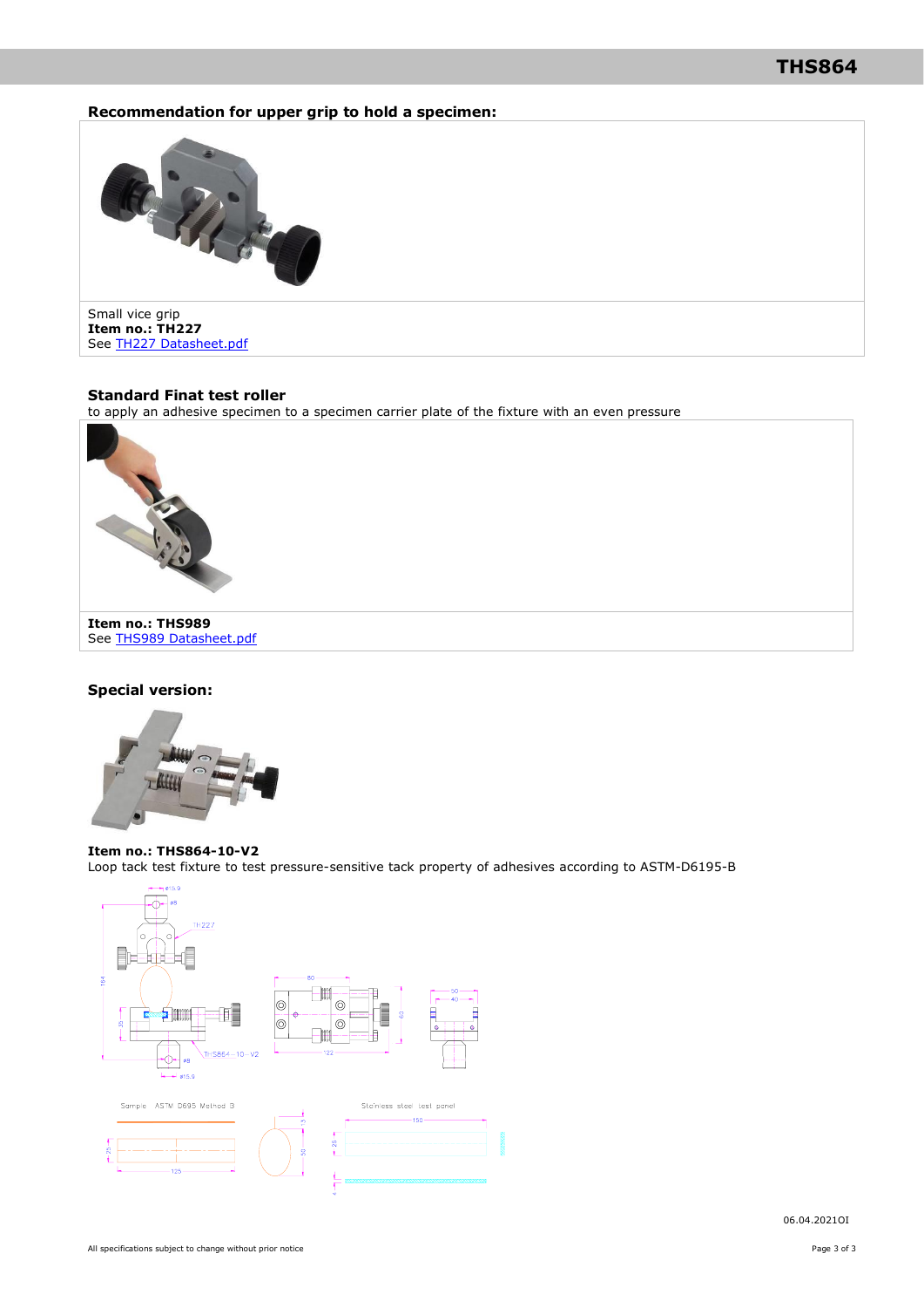## Recommendation for upper grip to hold a specimen:

Small vice grip
**Item no.: TH227**
See [TH227 Datasheet.pdf]

## Standard Finat test roller

to apply an adhesive specimen to a specimen carrier plate of the fixture with an even pressure

**Item no.: THS989**
See [THS989 Datasheet.pdf]

## Special version:

**Item no.: THS864-10-V2**
Loop tack test fixture to test pressure-sensitive tack property of adhesives according to ASTM-D6195-B

ø15.9
ø8
TH227
164
35
THS864-10-V2
ø8
ø15.9
80
60
122
50
40

Sample ASTM D695 Method B
25
125
15
50
Stainless steel test panel
150
25
4

06.04.2021OI

All specifications subject to change without prior notice